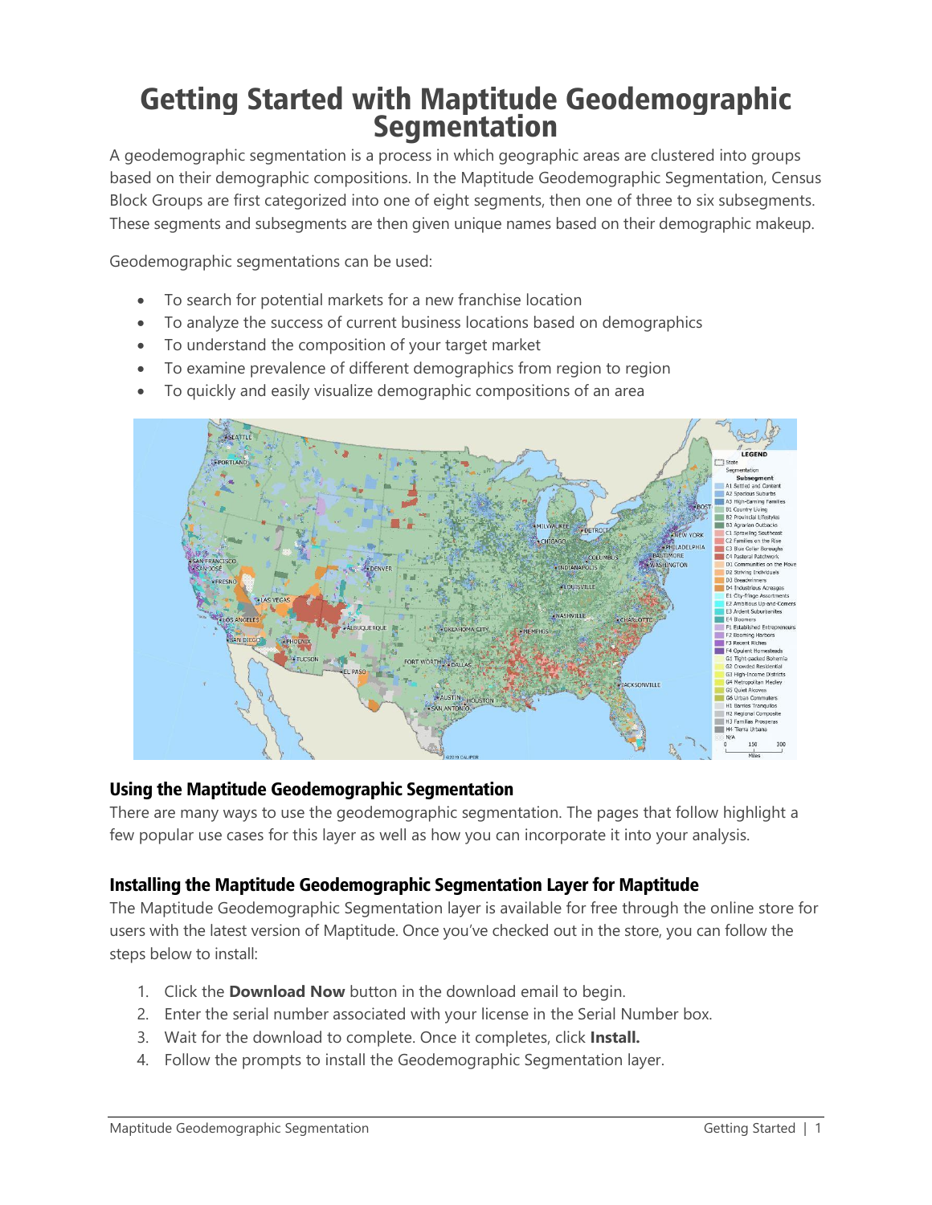# Getting Started with Maptitude Geodemographic Segmentation

A geodemographic segmentation is a process in which geographic areas are clustered into groups based on their demographic compositions. In the Maptitude Geodemographic Segmentation, Census Block Groups are first categorized into one of eight segments, then one of three to six subsegments. These segments and subsegments are then given unique names based on their demographic makeup.

Geodemographic segmentations can be used:

- To search for potential markets for a new franchise location
- To analyze the success of current business locations based on demographics
- To understand the composition of your target market
- To examine prevalence of different demographics from region to region
- To quickly and easily visualize demographic compositions of an area

## Using the Maptitude Geodemographic Segmentation

There are many ways to use the geodemographic segmentation. The pages that follow highlight a few popular use cases for this layer as well as how you can incorporate it into your analysis.

## Installing the Maptitude Geodemographic Segmentation Layer for Maptitude

The Maptitude Geodemographic Segmentation layer is available for free through the online store for users with the latest version of Maptitude. Once you've checked out in the store, you can follow the steps below to install:

1. Click the **Download Now** button in the download email to begin.
2. Enter the serial number associated with your license in the Serial Number box.
3. Wait for the download to complete. Once it completes, click **Install.**
4. Follow the prompts to install the Geodemographic Segmentation layer.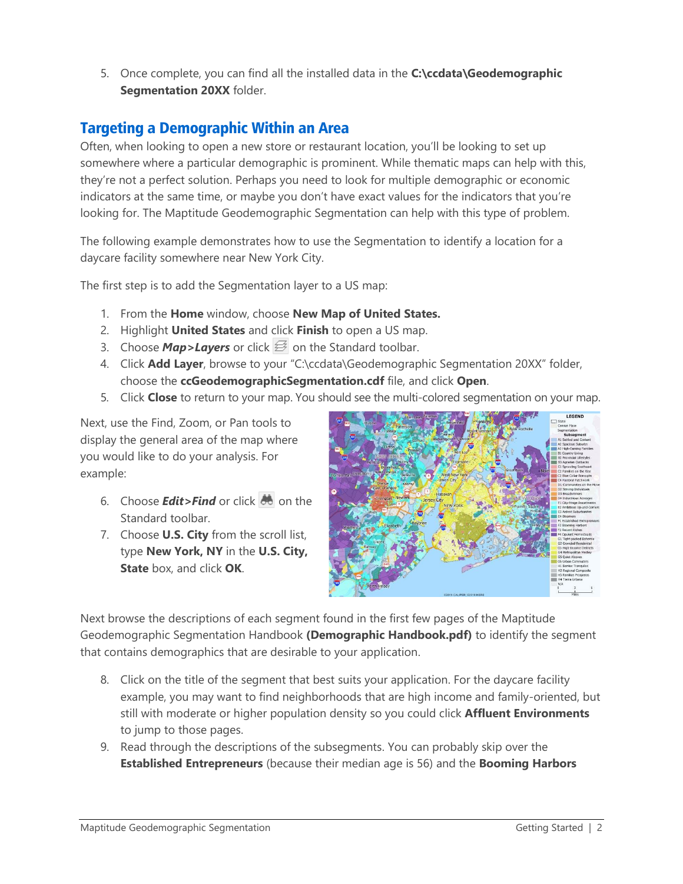5. Once complete, you can find all the installed data in the **C:\ccdata\Geodemographic Segmentation 20XX** folder.

## Targeting a Demographic Within an Area

Often, when looking to open a new store or restaurant location, you'll be looking to set up somewhere where a particular demographic is prominent. While thematic maps can help with this, they're not a perfect solution. Perhaps you need to look for multiple demographic or economic indicators at the same time, or maybe you don't have exact values for the indicators that you're looking for. The Maptitude Geodemographic Segmentation can help with this type of problem.

The following example demonstrates how to use the Segmentation to identify a location for a daycare facility somewhere near New York City.

The first step is to add the Segmentation layer to a US map:

1. From the **Home** window, choose **New Map of United States.**
2. Highlight **United States** and click **Finish** to open a US map.
3. Choose ***Map>Layers*** or click on the Standard toolbar.
4. Click **Add Layer**, browse to your "C:\ccdata\Geodemographic Segmentation 20XX" folder, choose the **ccGeodemographicSegmentation.cdf** file, and click **Open**.
5. Click **Close** to return to your map. You should see the multi-colored segmentation on your map.

Next, use the Find, Zoom, or Pan tools to display the general area of the map where you would like to do your analysis. For example:

6. Choose ***Edit>Find*** or click on the Standard toolbar.
7. Choose **U.S. City** from the scroll list, type **New York, NY** in the **U.S. City, State** box, and click **OK**.

Next browse the descriptions of each segment found in the first few pages of the Maptitude Geodemographic Segmentation Handbook **(Demographic Handbook.pdf)** to identify the segment that contains demographics that are desirable to your application.

8. Click on the title of the segment that best suits your application. For the daycare facility example, you may want to find neighborhoods that are high income and family-oriented, but still with moderate or higher population density so you could click **Affluent Environments** to jump to those pages.
9. Read through the descriptions of the subsegments. You can probably skip over the **Established Entrepreneurs** (because their median age is 56) and the **Booming Harbors**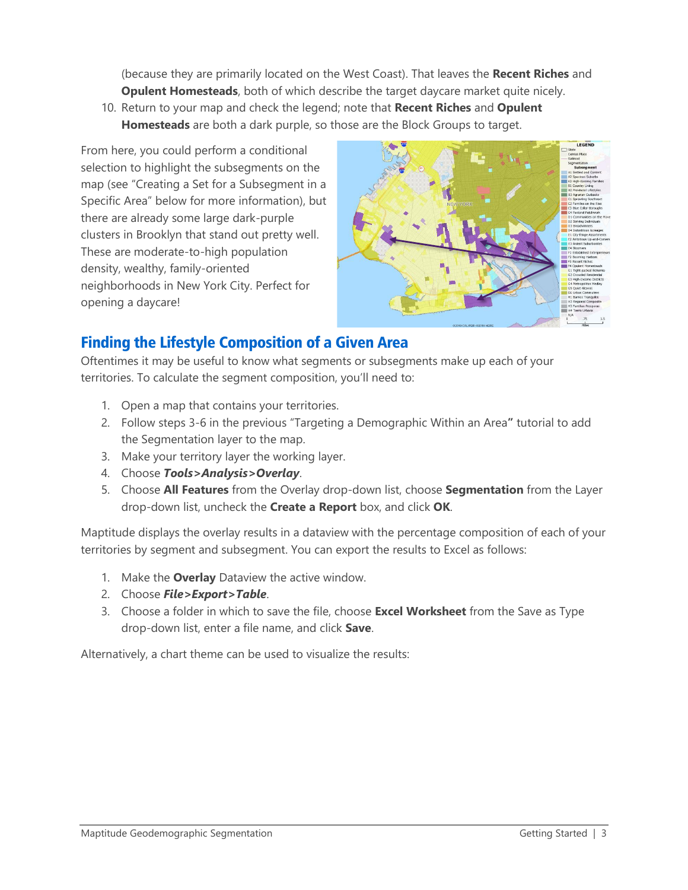(because they are primarily located on the West Coast). That leaves the **Recent Riches** and **Opulent Homesteads**, both of which describe the target daycare market quite nicely.

10. Return to your map and check the legend; note that **Recent Riches** and **Opulent Homesteads** are both a dark purple, so those are the Block Groups to target.

From here, you could perform a conditional selection to highlight the subsegments on the map (see "Creating a Set for a Subsegment in a Specific Area" below for more information), but there are already some large dark-purple clusters in Brooklyn that stand out pretty well. These are moderate-to-high population density, wealthy, family-oriented neighborhoods in New York City. Perfect for opening a daycare!

## Finding the Lifestyle Composition of a Given Area

Oftentimes it may be useful to know what segments or subsegments make up each of your territories. To calculate the segment composition, you'll need to:

1. Open a map that contains your territories.
2. Follow steps 3-6 in the previous "Targeting a Demographic Within an Area**"** tutorial to add the Segmentation layer to the map.
3. Make your territory layer the working layer.
4. Choose ***Tools>Analysis>Overlay***.
5. Choose **All Features** from the Overlay drop-down list, choose **Segmentation** from the Layer drop-down list, uncheck the **Create a Report** box, and click **OK**.

Maptitude displays the overlay results in a dataview with the percentage composition of each of your territories by segment and subsegment. You can export the results to Excel as follows:

1. Make the **Overlay** Dataview the active window.
2. Choose ***File>Export>Table***.
3. Choose a folder in which to save the file, choose **Excel Worksheet** from the Save as Type drop-down list, enter a file name, and click **Save**.

Alternatively, a chart theme can be used to visualize the results: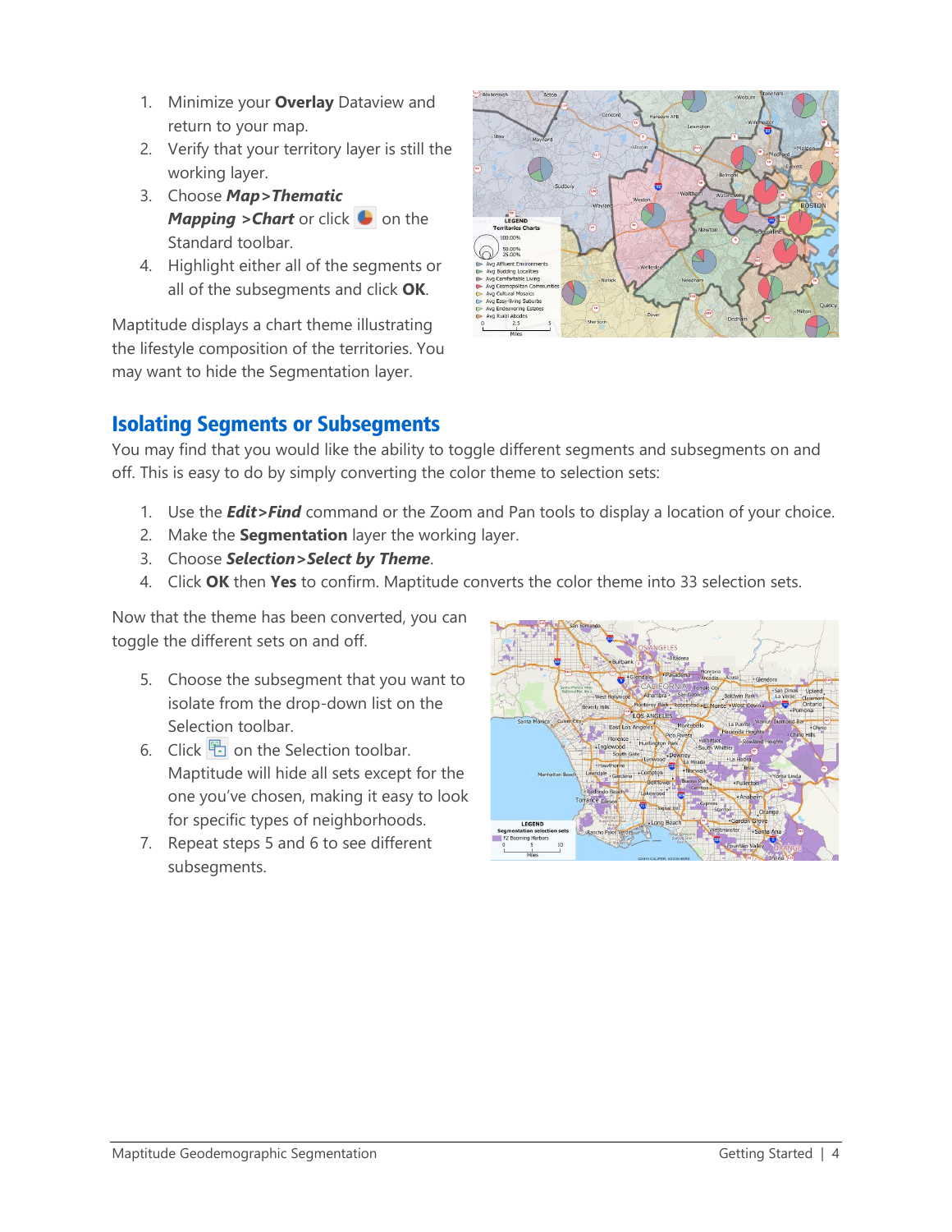1. Minimize your **Overlay** Dataview and return to your map.
2. Verify that your territory layer is still the working layer.
3. Choose ***Map>Thematic Mapping >Chart*** or click on the Standard toolbar.
4. Highlight either all of the segments or all of the subsegments and click **OK**.

Maptitude displays a chart theme illustrating the lifestyle composition of the territories. You may want to hide the Segmentation layer.

## Isolating Segments or Subsegments

You may find that you would like the ability to toggle different segments and subsegments on and off. This is easy to do by simply converting the color theme to selection sets:

1. Use the ***Edit>Find*** command or the Zoom and Pan tools to display a location of your choice.
2. Make the **Segmentation** layer the working layer.
3. Choose ***Selection>Select by Theme***.
4. Click **OK** then **Yes** to confirm. Maptitude converts the color theme into 33 selection sets.

Now that the theme has been converted, you can toggle the different sets on and off.

5. Choose the subsegment that you want to isolate from the drop-down list on the Selection toolbar.
6. Click on the Selection toolbar. Maptitude will hide all sets except for the one you've chosen, making it easy to look for specific types of neighborhoods.
7. Repeat steps 5 and 6 to see different subsegments.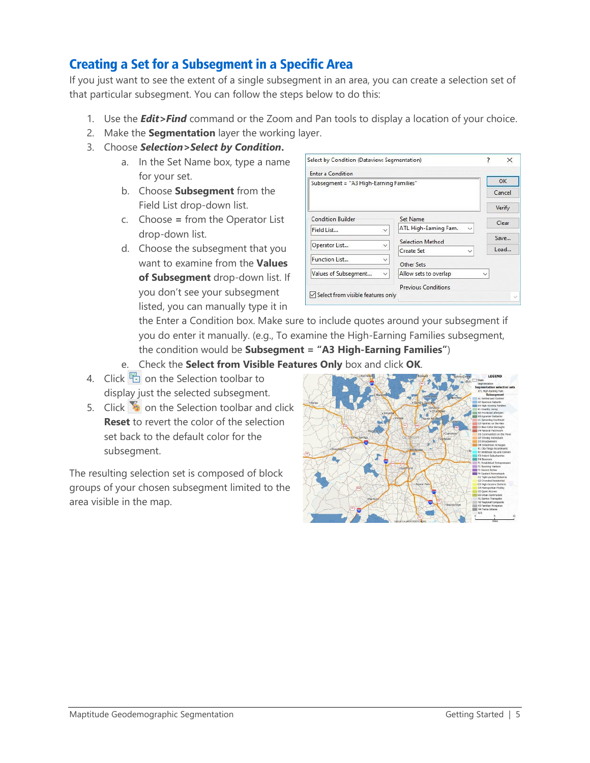## Creating a Set for a Subsegment in a Specific Area

If you just want to see the extent of a single subsegment in an area, you can create a selection set of that particular subsegment. You can follow the steps below to do this:

1. Use the ***Edit>Find*** command or the Zoom and Pan tools to display a location of your choice.
2. Make the **Segmentation** layer the working layer.
3. Choose ***Selection>Select by Condition*.**
   a. In the Set Name box, type a name for your set.
   b. Choose **Subsegment** from the Field List drop-down list.
   c. Choose **=** from the Operator List drop-down list.
   d. Choose the subsegment that you want to examine from the **Values of Subsegment** drop-down list. If you don't see your subsegment listed, you can manually type it in the Enter a Condition box. Make sure to include quotes around your subsegment if you do enter it manually. (e.g., To examine the High-Earning Families subsegment, the condition would be **Subsegment = "A3 High-Earning Families"**)
   e. Check the **Select from Visible Features Only** box and click **OK**.
4. Click on the Selection toolbar to display just the selected subsegment.
5. Click on the Selection toolbar and click **Reset** to revert the color of the selection set back to the default color for the subsegment.

The resulting selection set is composed of block groups of your chosen subsegment limited to the area visible in the map.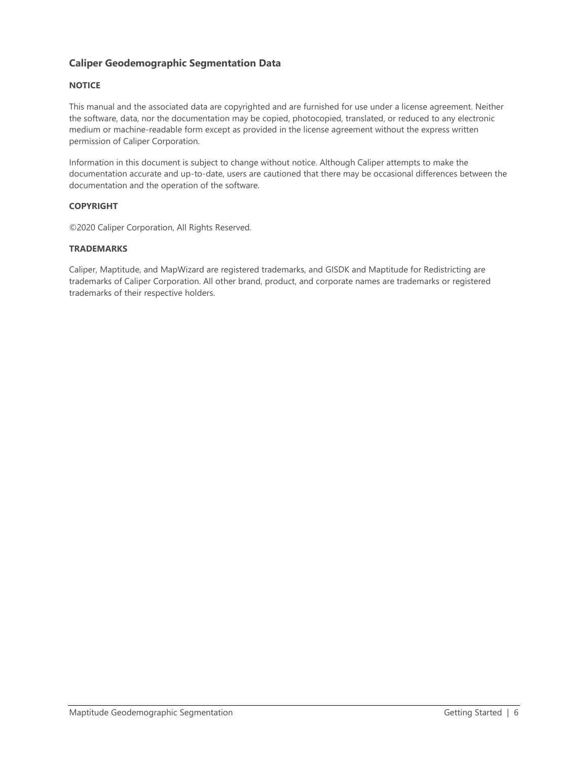### Caliper Geodemographic Segmentation Data

**NOTICE**

This manual and the associated data are copyrighted and are furnished for use under a license agreement. Neither the software, data, nor the documentation may be copied, photocopied, translated, or reduced to any electronic medium or machine-readable form except as provided in the license agreement without the express written permission of Caliper Corporation.

Information in this document is subject to change without notice. Although Caliper attempts to make the documentation accurate and up-to-date, users are cautioned that there may be occasional differences between the documentation and the operation of the software.

**COPYRIGHT**

©2020 Caliper Corporation, All Rights Reserved.

**TRADEMARKS**

Caliper, Maptitude, and MapWizard are registered trademarks, and GISDK and Maptitude for Redistricting are trademarks of Caliper Corporation. All other brand, product, and corporate names are trademarks or registered trademarks of their respective holders.